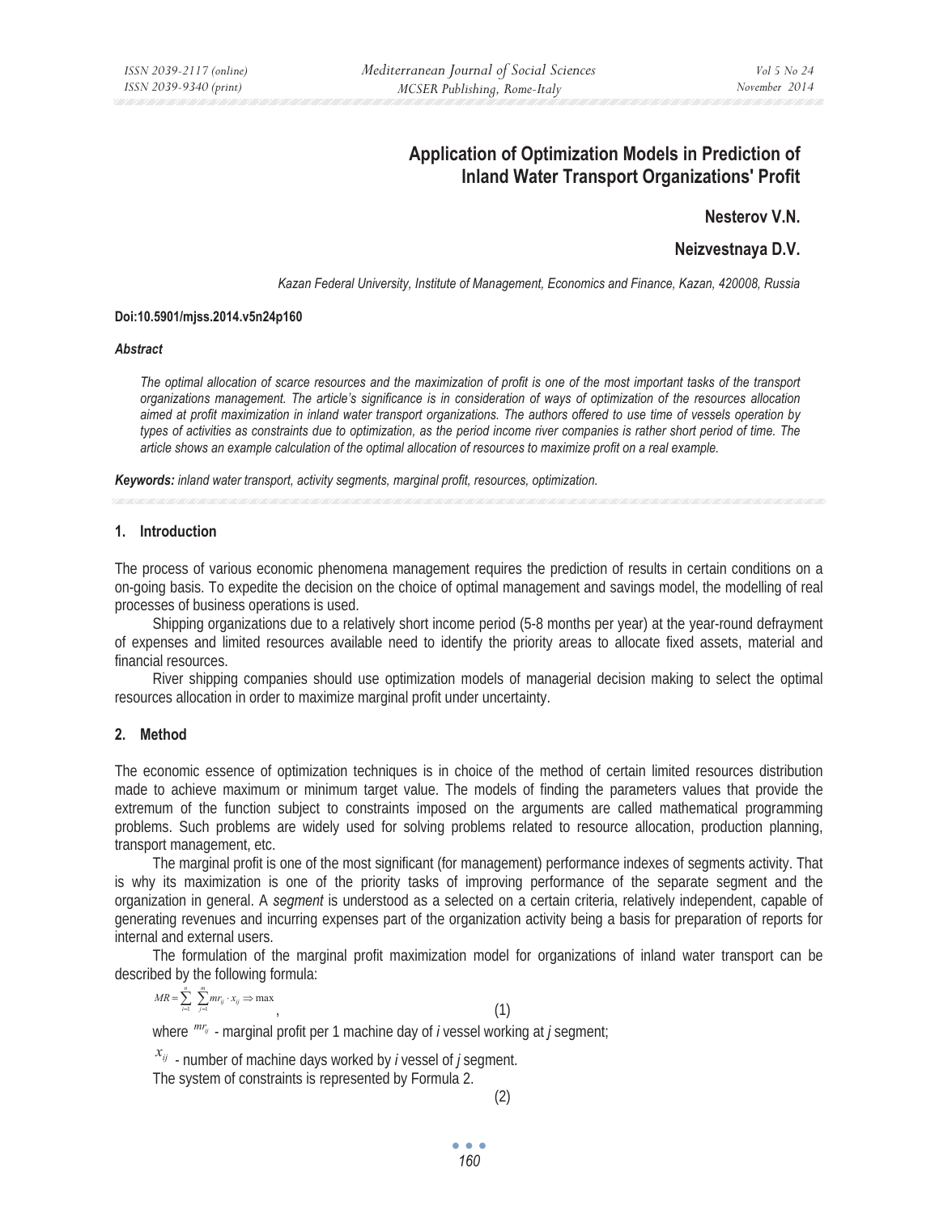# Application of Optimization Models in Prediction of Inland Water Transport Organizations' Profit

**Nesterov V.N.**

**Neizvestnaya D.V.**

*Kazan Federal University, Institute of Management, Economics and Finance, Kazan, 420008, Russia*

**Doi:10.5901/mjss.2014.v5n24p160**

***Abstract***

*The optimal allocation of scarce resources and the maximization of profit is one of the most important tasks of the transport organizations management. The article's significance is in consideration of ways of optimization of the resources allocation aimed at profit maximization in inland water transport organizations. The authors offered to use time of vessels operation by types of activities as constraints due to optimization, as the period income river companies is rather short period of time. The article shows an example calculation of the optimal allocation of resources to maximize profit on a real example.*

***Keywords:*** *inland water transport, activity segments, marginal profit, resources, optimization.*

## 1. Introduction

The process of various economic phenomena management requires the prediction of results in certain conditions on a on-going basis. To expedite the decision on the choice of optimal management and savings model, the modelling of real processes of business operations is used.

Shipping organizations due to a relatively short income period (5-8 months per year) at the year-round defrayment of expenses and limited resources available need to identify the priority areas to allocate fixed assets, material and financial resources.

River shipping companies should use optimization models of managerial decision making to select the optimal resources allocation in order to maximize marginal profit under uncertainty.

## 2. Method

The economic essence of optimization techniques is in choice of the method of certain limited resources distribution made to achieve maximum or minimum target value. The models of finding the parameters values that provide the extremum of the function subject to constraints imposed on the arguments are called mathematical programming problems. Such problems are widely used for solving problems related to resource allocation, production planning, transport management, etc.

The marginal profit is one of the most significant (for management) performance indexes of segments activity. That is why its maximization is one of the priority tasks of improving performance of the separate segment and the organization in general. A *segment* is understood as a selected on a certain criteria, relatively independent, capable of generating revenues and incurring expenses part of the organization activity being a basis for preparation of reports for internal and external users.

The formulation of the marginal profit maximization model for organizations of inland water transport can be described by the following formula:

$$MR = \sum_{i=1}^{n} \sum_{j=1}^{m} mr_{ij} \cdot x_{ij} \Rightarrow \max, \qquad (1)$$

where $mr_{ij}$ - marginal profit per 1 machine day of *i* vessel working at *j* segment;

$x_{ij}$ - number of machine days worked by *i* vessel of *j* segment.

The system of constraints is represented by Formula 2.

(2)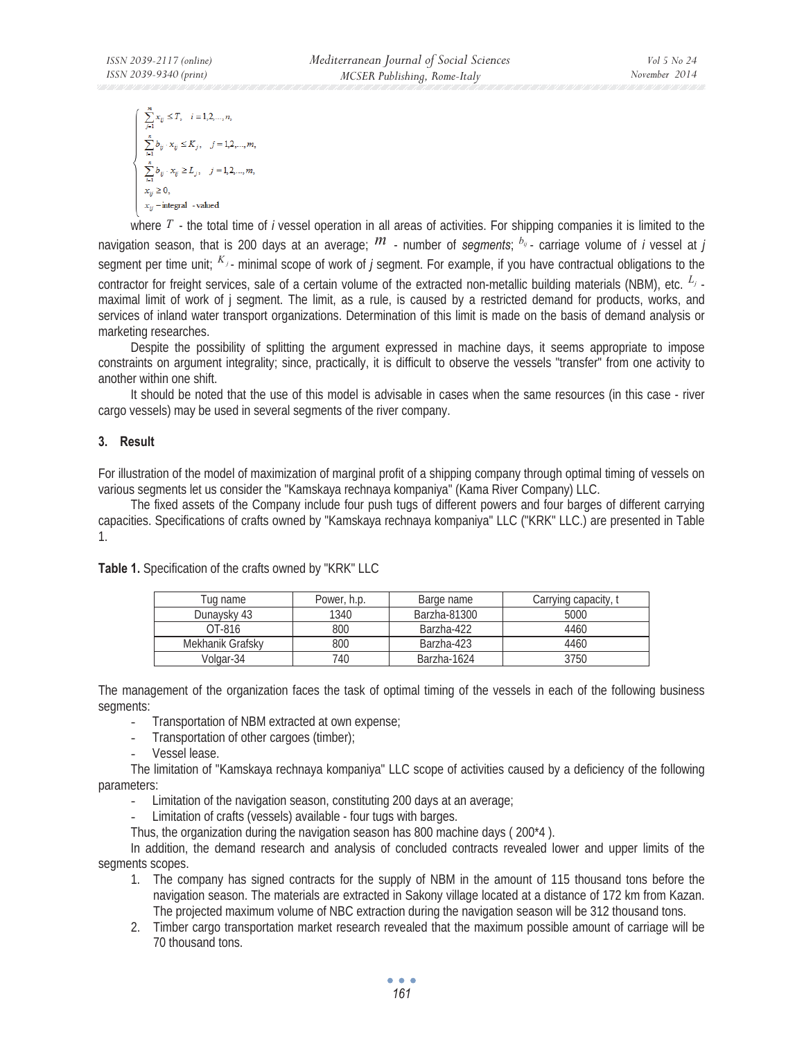$$\begin{cases} \sum_{j=1}^{m} x_{ij} \leq T, \quad i = 1,2,\ldots,n, \\ \sum_{i=1}^{n} b_{ij} \cdot x_{ij} \leq K_j, \quad j = 1,2,\ldots,m, \\ \sum_{i=1}^{n} b_{ij} \cdot x_{ij} \geq L_j, \quad j = 1,2,\ldots,m, \\ x_{ij} \geq 0, \\ x_{ij} - \text{integral - valued} \end{cases}$$

where $T$ - the total time of *i* vessel operation in all areas of activities. For shipping companies it is limited to the navigation season, that is 200 days at an average; $m$ - number of *segments*; $b_{ij}$ - carriage volume of *i* vessel at *j* segment per time unit; $K_j$ - minimal scope of work of *j* segment. For example, if you have contractual obligations to the contractor for freight services, sale of a certain volume of the extracted non-metallic building materials (NBM), etc. $L_j$ - maximal limit of work of j segment. The limit, as a rule, is caused by a restricted demand for products, works, and services of inland water transport organizations. Determination of this limit is made on the basis of demand analysis or marketing researches.

Despite the possibility of splitting the argument expressed in machine days, it seems appropriate to impose constraints on argument integrality; since, practically, it is difficult to observe the vessels "transfer" from one activity to another within one shift.

It should be noted that the use of this model is advisable in cases when the same resources (in this case - river cargo vessels) may be used in several segments of the river company.

## 3. Result

For illustration of the model of maximization of marginal profit of a shipping company through optimal timing of vessels on various segments let us consider the "Kamskaya rechnaya kompaniya" (Kama River Company) LLC.

The fixed assets of the Company include four push tugs of different powers and four barges of different carrying capacities. Specifications of crafts owned by "Kamskaya rechnaya kompaniya" LLC ("KRK" LLC.) are presented in Table 1.

**Table 1.** Specification of the crafts owned by "KRK" LLC

| Tug name | Power, h.p. | Barge name | Carrying capacity, t |
|---|---|---|---|
| Dunaysky 43 | 1340 | Barzha-81300 | 5000 |
| OT-816 | 800 | Barzha-422 | 4460 |
| Mekhanik Grafsky | 800 | Barzha-423 | 4460 |
| Volgar-34 | 740 | Barzha-1624 | 3750 |

The management of the organization faces the task of optimal timing of the vessels in each of the following business segments:

- Transportation of NBM extracted at own expense;
- Transportation of other cargoes (timber);
- Vessel lease.

The limitation of "Kamskaya rechnaya kompaniya" LLC scope of activities caused by a deficiency of the following parameters:

- Limitation of the navigation season, constituting 200 days at an average;
- Limitation of crafts (vessels) available - four tugs with barges.

Thus, the organization during the navigation season has 800 machine days ( 200*4 ).

In addition, the demand research and analysis of concluded contracts revealed lower and upper limits of the segments scopes.

1. The company has signed contracts for the supply of NBM in the amount of 115 thousand tons before the navigation season. The materials are extracted in Sakony village located at a distance of 172 km from Kazan. The projected maximum volume of NBC extraction during the navigation season will be 312 thousand tons.
2. Timber cargo transportation market research revealed that the maximum possible amount of carriage will be 70 thousand tons.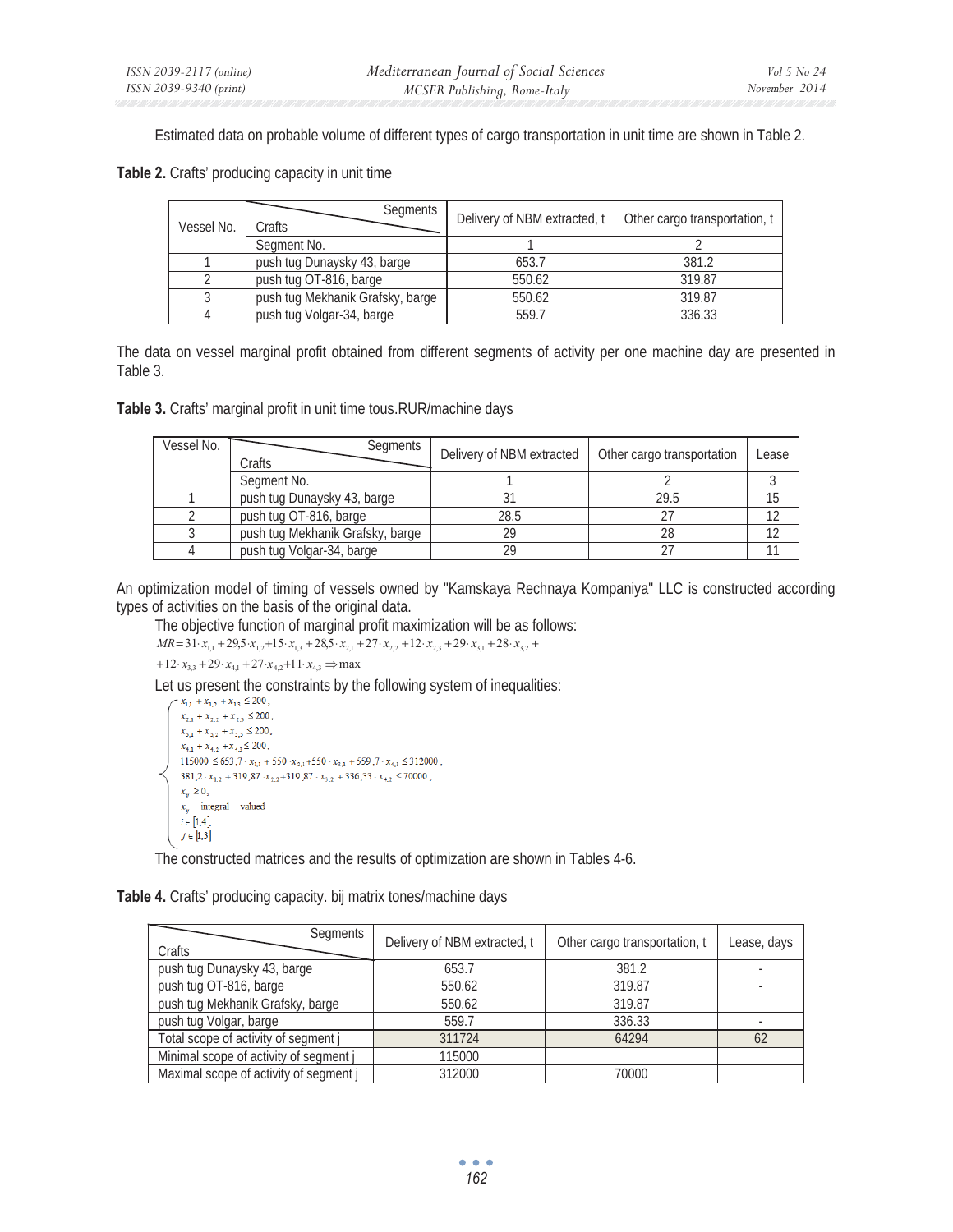Estimated data on probable volume of different types of cargo transportation in unit time are shown in Table 2.

**Table 2.** Crafts' producing capacity in unit time

| Vessel No. | Segments / Crafts | Delivery of NBM extracted, t | Other cargo transportation, t |
|---|---|---|---|
| | Segment No. | 1 | 2 |
| 1 | push tug Dunaysky 43, barge | 653.7 | 381.2 |
| 2 | push tug OT-816, barge | 550.62 | 319.87 |
| 3 | push tug Mekhanik Grafsky, barge | 550.62 | 319.87 |
| 4 | push tug Volgar-34, barge | 559.7 | 336.33 |

The data on vessel marginal profit obtained from different segments of activity per one machine day are presented in Table 3.

**Table 3.** Crafts' marginal profit in unit time tous.RUR/machine days

| Vessel No. | Segments / Crafts | Delivery of NBM extracted | Other cargo transportation | Lease |
|---|---|---|---|---|
| | Segment No. | 1 | 2 | 3 |
| 1 | push tug Dunaysky 43, barge | 31 | 29.5 | 15 |
| 2 | push tug OT-816, barge | 28.5 | 27 | 12 |
| 3 | push tug Mekhanik Grafsky, barge | 29 | 28 | 12 |
| 4 | push tug Volgar-34, barge | 29 | 27 | 11 |

An optimization model of timing of vessels owned by "Kamskaya Rechnaya Kompaniya" LLC is constructed according types of activities on the basis of the original data.

The objective function of marginal profit maximization will be as follows:

$$MR = 31 \cdot x_{1,1} + 29{,}5 \cdot x_{1,2} + 15 \cdot x_{1,3} + 28{,}5 \cdot x_{2,1} + 27 \cdot x_{2,2} + 12 \cdot x_{2,3} + 29 \cdot x_{3,1} + 28 \cdot x_{3,2} +$$
$$+ 12 \cdot x_{3,3} + 29 \cdot x_{4,1} + 27 \cdot x_{4,2} + 11 \cdot x_{4,3} \Rightarrow \max$$

Let us present the constraints by the following system of inequalities:

$$\begin{cases} x_{1,1} + x_{1,2} + x_{1,3} \le 200, \\ x_{2,1} + x_{2,2} + x_{2,3} \le 200, \\ x_{3,1} + x_{3,2} + x_{3,3} \le 200, \\ x_{4,1} + x_{4,2} + x_{4,3} \le 200, \\ 115000 \le 653{,}7 \cdot x_{1,1} + 550 \cdot x_{2,1} + 550 \cdot x_{3,1} + 559{,}7 \cdot x_{4,1} \le 312000, \\ 381{,}2 \cdot x_{1,2} + 319{,}87 \cdot x_{2,2} + 319{,}87 \cdot x_{3,2} + 336{,}33 \cdot x_{4,2} \le 70000, \\ x_{ij} \ge 0, \\ x_{ij} - \text{integral - valued} \\ i \in [1,4], \\ j \in [1,3] \end{cases}$$

The constructed matrices and the results of optimization are shown in Tables 4-6.

**Table 4.** Crafts' producing capacity. bij matrix tones/machine days

| Segments / Crafts | Delivery of NBM extracted, t | Other cargo transportation, t | Lease, days |
|---|---|---|---|
| push tug Dunaysky 43, barge | 653.7 | 381.2 | - |
| push tug OT-816, barge | 550.62 | 319.87 | - |
| push tug Mekhanik Grafsky, barge | 550.62 | 319.87 | |
| push tug Volgar, barge | 559.7 | 336.33 | - |
| Total scope of activity of segment j | 311724 | 64294 | 62 |
| Minimal scope of activity of segment j | 115000 | | |
| Maximal scope of activity of segment j | 312000 | 70000 | |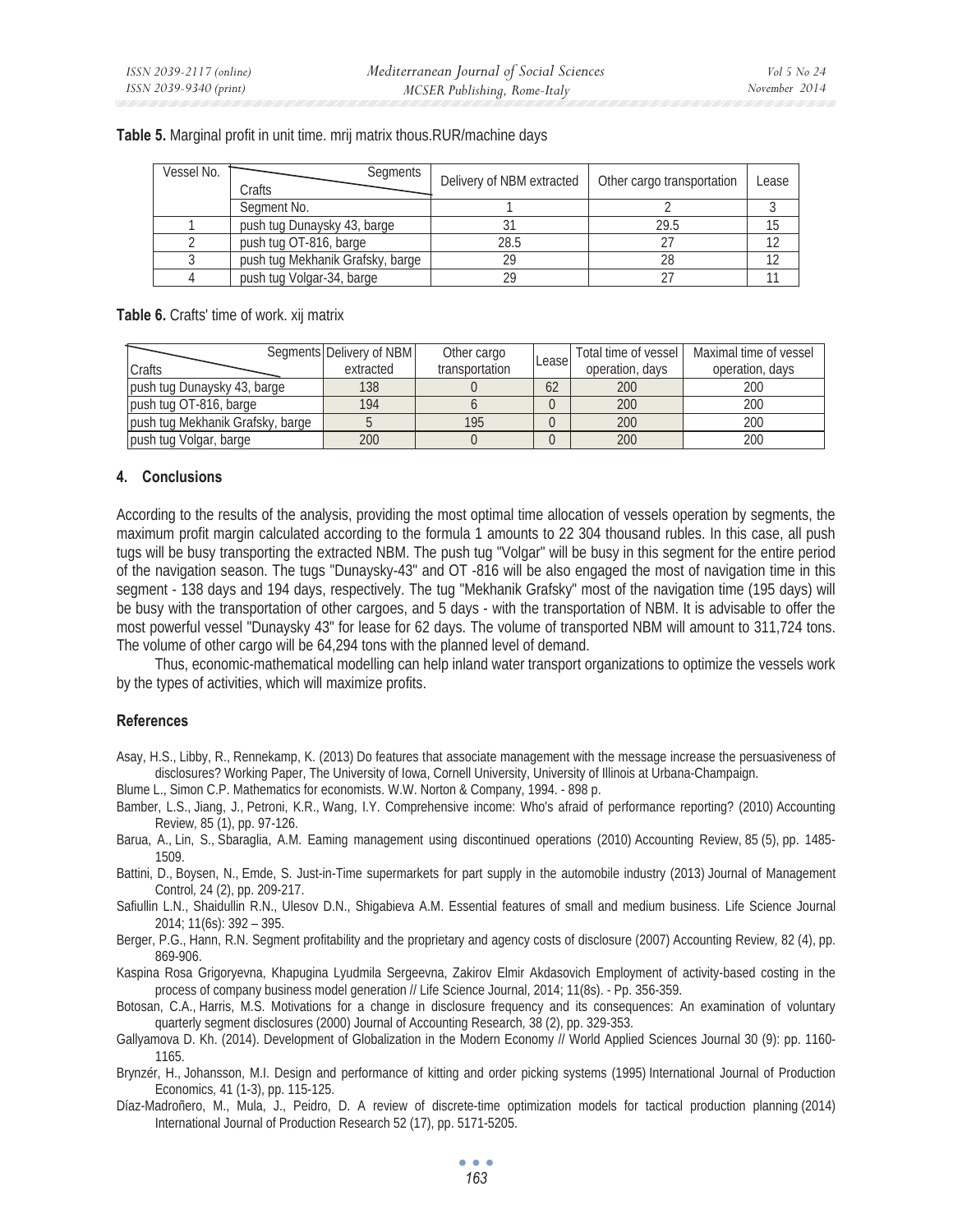**Table 5.** Marginal profit in unit time. mrij matrix thous.RUR/machine days

| Vessel No. | Segments / Crafts | Delivery of NBM extracted | Other cargo transportation | Lease |
|---|---|---|---|---|
| | Segment No. | 1 | 2 | 3 |
| 1 | push tug Dunaysky 43, barge | 31 | 29.5 | 15 |
| 2 | push tug OT-816, barge | 28.5 | 27 | 12 |
| 3 | push tug Mekhanik Grafsky, barge | 29 | 28 | 12 |
| 4 | push tug Volgar-34, barge | 29 | 27 | 11 |

**Table 6.** Crafts' time of work. xij matrix

| Segments / Crafts | Delivery of NBM extracted | Other cargo transportation | Lease | Total time of vessel operation, days | Maximal time of vessel operation, days |
|---|---|---|---|---|---|
| push tug Dunaysky 43, barge | 138 | 0 | 62 | 200 | 200 |
| push tug OT-816, barge | 194 | 6 | 0 | 200 | 200 |
| push tug Mekhanik Grafsky, barge | 5 | 195 | 0 | 200 | 200 |
| push tug Volgar, barge | 200 | 0 | 0 | 200 | 200 |

## 4. Conclusions

According to the results of the analysis, providing the most optimal time allocation of vessels operation by segments, the maximum profit margin calculated according to the formula 1 amounts to 22 304 thousand rubles. In this case, all push tugs will be busy transporting the extracted NBM. The push tug "Volgar" will be busy in this segment for the entire period of the navigation season. The tugs "Dunaysky-43" and OT -816 will be also engaged the most of navigation time in this segment - 138 days and 194 days, respectively. The tug "Mekhanik Grafsky" most of the navigation time (195 days) will be busy with the transportation of other cargoes, and 5 days - with the transportation of NBM. It is advisable to offer the most powerful vessel "Dunaysky 43" for lease for 62 days. The volume of transported NBM will amount to 311,724 tons. The volume of other cargo will be 64,294 tons with the planned level of demand.

Thus, economic-mathematical modelling can help inland water transport organizations to optimize the vessels work by the types of activities, which will maximize profits.

## References

Asay, H.S., Libby, R., Rennekamp, K. (2013) Do features that associate management with the message increase the persuasiveness of disclosures? Working Paper, The University of Iowa, Cornell University, University of Illinois at Urbana-Champaign.

Blume L., Simon C.P. Mathematics for economists. W.W. Norton & Company, 1994. - 898 p.

Bamber, L.S., Jiang, J., Petroni, K.R., Wang, I.Y. Comprehensive income: Who's afraid of performance reporting? (2010) Accounting Review, 85 (1), pp. 97-126.

Barua, A., Lin, S., Sbaraglia, A.M. Eaming management using discontinued operations (2010) Accounting Review, 85 (5), pp. 1485-1509.

Battini, D., Boysen, N., Emde, S. Just-in-Time supermarkets for part supply in the automobile industry (2013) Journal of Management Control, 24 (2), pp. 209-217.

Safiullin L.N., Shaidullin R.N., Ulesov D.N., Shigabieva A.M. Essential features of small and medium business. Life Science Journal 2014; 11(6s): 392 – 395.

Berger, P.G., Hann, R.N. Segment profitability and the proprietary and agency costs of disclosure (2007) Accounting Review, 82 (4), pp. 869-906.

Kaspina Rosa Grigoryevna, Khapugina Lyudmila Sergeevna, Zakirov Elmir Akdasovich Employment of activity-based costing in the process of company business model generation // Life Science Journal, 2014; 11(8s). - Pp. 356-359.

Botosan, C.A., Harris, M.S. Motivations for a change in disclosure frequency and its consequences: An examination of voluntary quarterly segment disclosures (2000) Journal of Accounting Research, 38 (2), pp. 329-353.

Gallyamova D. Kh. (2014). Development of Globalization in the Modern Economy // World Applied Sciences Journal 30 (9): pp. 1160-1165.

Brynzér, H., Johansson, M.I. Design and performance of kitting and order picking systems (1995) International Journal of Production Economics, 41 (1-3), pp. 115-125.

Díaz-Madroñero, M., Mula, J., Peidro, D. A review of discrete-time optimization models for tactical production planning (2014) International Journal of Production Research 52 (17), pp. 5171-5205.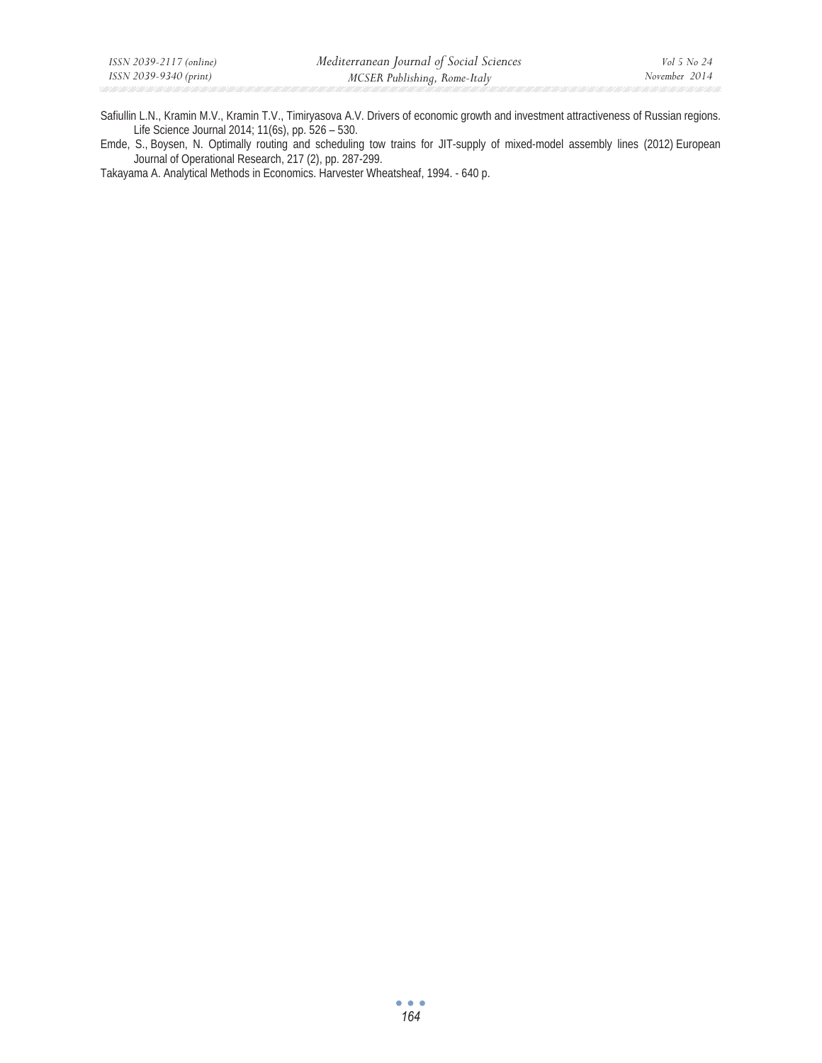Safiullin L.N., Kramin M.V., Kramin T.V., Timiryasova A.V. Drivers of economic growth and investment attractiveness of Russian regions. Life Science Journal 2014; 11(6s), pp. 526 – 530.

Emde, S., Boysen, N. Optimally routing and scheduling tow trains for JIT-supply of mixed-model assembly lines (2012) European Journal of Operational Research, 217 (2), pp. 287-299.

Takayama A. Analytical Methods in Economics. Harvester Wheatsheaf, 1994. - 640 p.